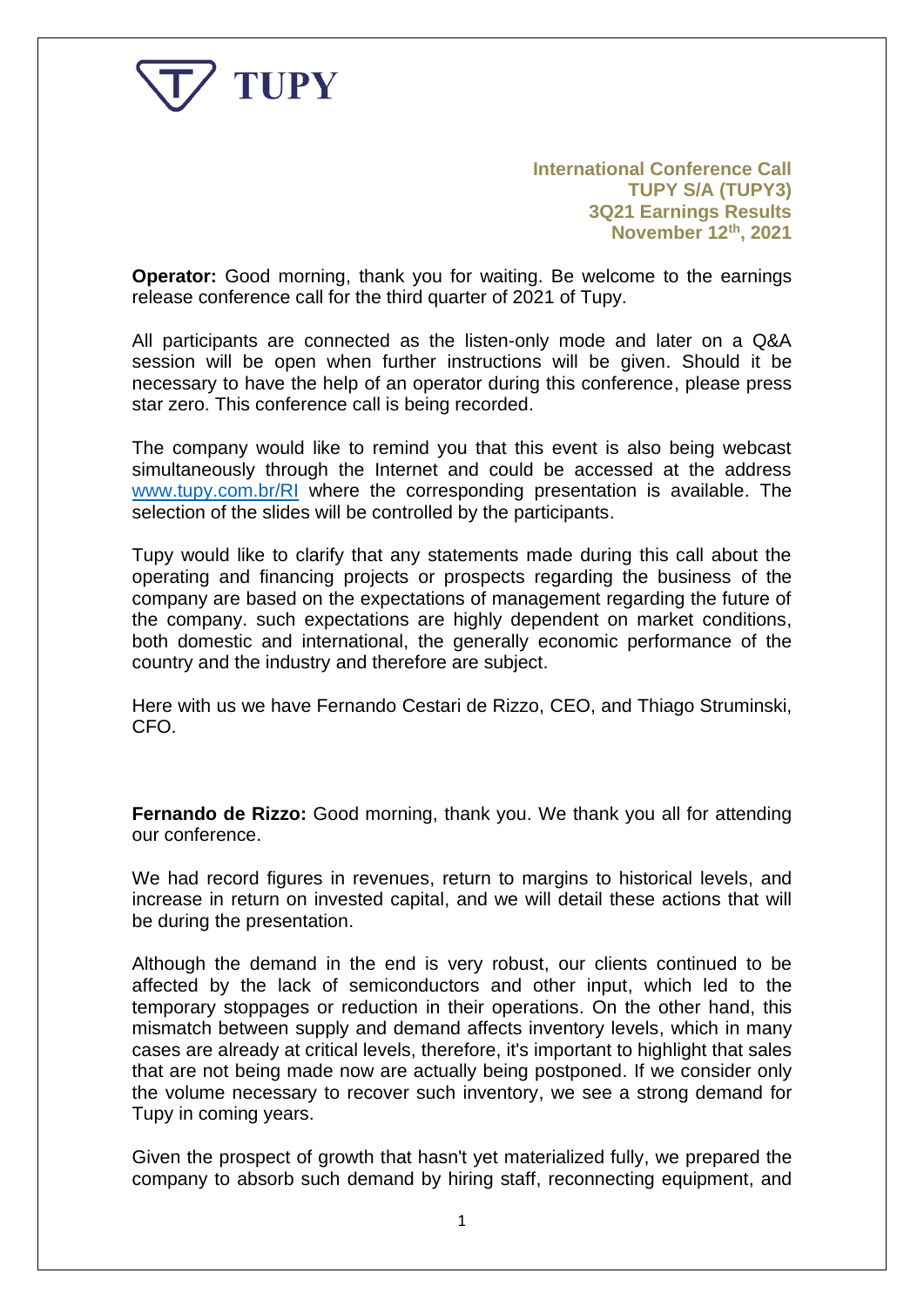**International Conference Call**
**TUPY S/A (TUPY3)**
**3Q21 Earnings Results**
**November 12th, 2021**

**Operator:** Good morning, thank you for waiting. Be welcome to the earnings release conference call for the third quarter of 2021 of Tupy.

All participants are connected as the listen-only mode and later on a Q&A session will be open when further instructions will be given. Should it be necessary to have the help of an operator during this conference, please press star zero. This conference call is being recorded.

The company would like to remind you that this event is also being webcast simultaneously through the Internet and could be accessed at the address www.tupy.com.br/RI where the corresponding presentation is available. The selection of the slides will be controlled by the participants.

Tupy would like to clarify that any statements made during this call about the operating and financing projects or prospects regarding the business of the company are based on the expectations of management regarding the future of the company. such expectations are highly dependent on market conditions, both domestic and international, the generally economic performance of the country and the industry and therefore are subject.

Here with us we have Fernando Cestari de Rizzo, CEO, and Thiago Struminski, CFO.

**Fernando de Rizzo:** Good morning, thank you. We thank you all for attending our conference.

We had record figures in revenues, return to margins to historical levels, and increase in return on invested capital, and we will detail these actions that will be during the presentation.

Although the demand in the end is very robust, our clients continued to be affected by the lack of semiconductors and other input, which led to the temporary stoppages or reduction in their operations. On the other hand, this mismatch between supply and demand affects inventory levels, which in many cases are already at critical levels, therefore, it's important to highlight that sales that are not being made now are actually being postponed. If we consider only the volume necessary to recover such inventory, we see a strong demand for Tupy in coming years.

Given the prospect of growth that hasn't yet materialized fully, we prepared the company to absorb such demand by hiring staff, reconnecting equipment, and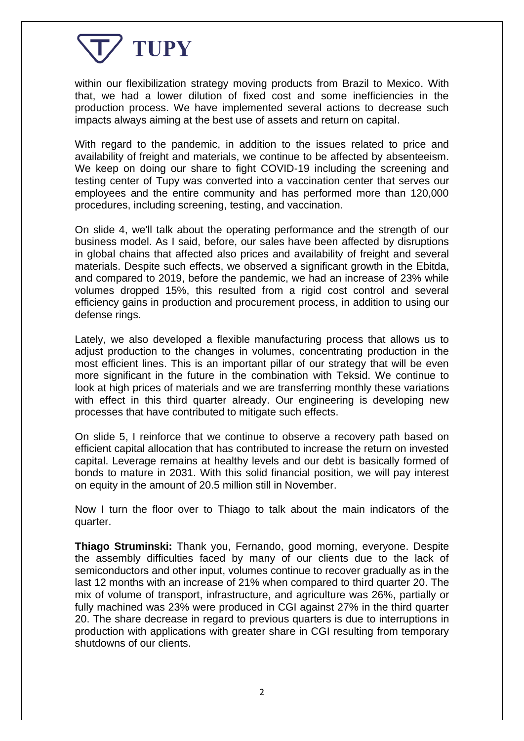within our flexibilization strategy moving products from Brazil to Mexico. With that, we had a lower dilution of fixed cost and some inefficiencies in the production process. We have implemented several actions to decrease such impacts always aiming at the best use of assets and return on capital.

With regard to the pandemic, in addition to the issues related to price and availability of freight and materials, we continue to be affected by absenteeism. We keep on doing our share to fight COVID-19 including the screening and testing center of Tupy was converted into a vaccination center that serves our employees and the entire community and has performed more than 120,000 procedures, including screening, testing, and vaccination.

On slide 4, we'll talk about the operating performance and the strength of our business model. As I said, before, our sales have been affected by disruptions in global chains that affected also prices and availability of freight and several materials. Despite such effects, we observed a significant growth in the Ebitda, and compared to 2019, before the pandemic, we had an increase of 23% while volumes dropped 15%, this resulted from a rigid cost control and several efficiency gains in production and procurement process, in addition to using our defense rings.

Lately, we also developed a flexible manufacturing process that allows us to adjust production to the changes in volumes, concentrating production in the most efficient lines. This is an important pillar of our strategy that will be even more significant in the future in the combination with Teksid. We continue to look at high prices of materials and we are transferring monthly these variations with effect in this third quarter already. Our engineering is developing new processes that have contributed to mitigate such effects.

On slide 5, I reinforce that we continue to observe a recovery path based on efficient capital allocation that has contributed to increase the return on invested capital. Leverage remains at healthy levels and our debt is basically formed of bonds to mature in 2031. With this solid financial position, we will pay interest on equity in the amount of 20.5 million still in November.

Now I turn the floor over to Thiago to talk about the main indicators of the quarter.

**Thiago Struminski:** Thank you, Fernando, good morning, everyone. Despite the assembly difficulties faced by many of our clients due to the lack of semiconductors and other input, volumes continue to recover gradually as in the last 12 months with an increase of 21% when compared to third quarter 20. The mix of volume of transport, infrastructure, and agriculture was 26%, partially or fully machined was 23% were produced in CGI against 27% in the third quarter 20. The share decrease in regard to previous quarters is due to interruptions in production with applications with greater share in CGI resulting from temporary shutdowns of our clients.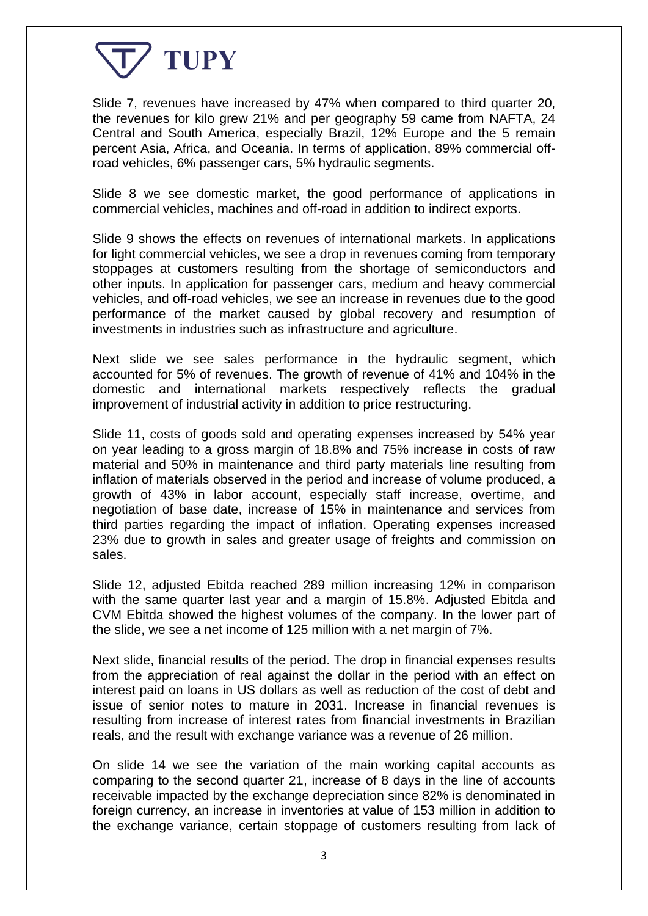Slide 7, revenues have increased by 47% when compared to third quarter 20, the revenues for kilo grew 21% and per geography 59 came from NAFTA, 24 Central and South America, especially Brazil, 12% Europe and the 5 remain percent Asia, Africa, and Oceania. In terms of application, 89% commercial off-road vehicles, 6% passenger cars, 5% hydraulic segments.

Slide 8 we see domestic market, the good performance of applications in commercial vehicles, machines and off-road in addition to indirect exports.

Slide 9 shows the effects on revenues of international markets. In applications for light commercial vehicles, we see a drop in revenues coming from temporary stoppages at customers resulting from the shortage of semiconductors and other inputs. In application for passenger cars, medium and heavy commercial vehicles, and off-road vehicles, we see an increase in revenues due to the good performance of the market caused by global recovery and resumption of investments in industries such as infrastructure and agriculture.

Next slide we see sales performance in the hydraulic segment, which accounted for 5% of revenues. The growth of revenue of 41% and 104% in the domestic and international markets respectively reflects the gradual improvement of industrial activity in addition to price restructuring.

Slide 11, costs of goods sold and operating expenses increased by 54% year on year leading to a gross margin of 18.8% and 75% increase in costs of raw material and 50% in maintenance and third party materials line resulting from inflation of materials observed in the period and increase of volume produced, a growth of 43% in labor account, especially staff increase, overtime, and negotiation of base date, increase of 15% in maintenance and services from third parties regarding the impact of inflation. Operating expenses increased 23% due to growth in sales and greater usage of freights and commission on sales.

Slide 12, adjusted Ebitda reached 289 million increasing 12% in comparison with the same quarter last year and a margin of 15.8%. Adjusted Ebitda and CVM Ebitda showed the highest volumes of the company. In the lower part of the slide, we see a net income of 125 million with a net margin of 7%.

Next slide, financial results of the period. The drop in financial expenses results from the appreciation of real against the dollar in the period with an effect on interest paid on loans in US dollars as well as reduction of the cost of debt and issue of senior notes to mature in 2031. Increase in financial revenues is resulting from increase of interest rates from financial investments in Brazilian reals, and the result with exchange variance was a revenue of 26 million.

On slide 14 we see the variation of the main working capital accounts as comparing to the second quarter 21, increase of 8 days in the line of accounts receivable impacted by the exchange depreciation since 82% is denominated in foreign currency, an increase in inventories at value of 153 million in addition to the exchange variance, certain stoppage of customers resulting from lack of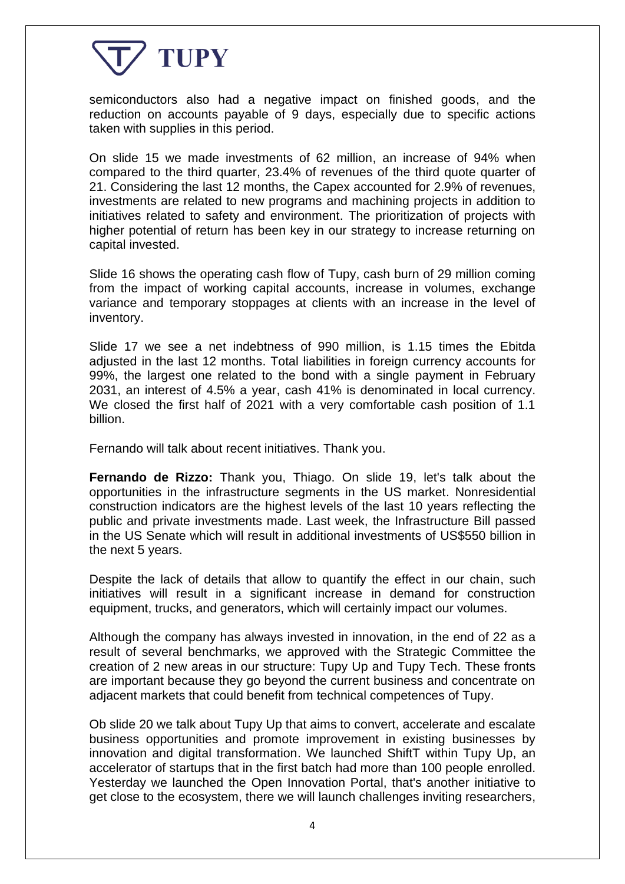semiconductors also had a negative impact on finished goods, and the reduction on accounts payable of 9 days, especially due to specific actions taken with supplies in this period.

On slide 15 we made investments of 62 million, an increase of 94% when compared to the third quarter, 23.4% of revenues of the third quote quarter of 21. Considering the last 12 months, the Capex accounted for 2.9% of revenues, investments are related to new programs and machining projects in addition to initiatives related to safety and environment. The prioritization of projects with higher potential of return has been key in our strategy to increase returning on capital invested.

Slide 16 shows the operating cash flow of Tupy, cash burn of 29 million coming from the impact of working capital accounts, increase in volumes, exchange variance and temporary stoppages at clients with an increase in the level of inventory.

Slide 17 we see a net indebtness of 990 million, is 1.15 times the Ebitda adjusted in the last 12 months. Total liabilities in foreign currency accounts for 99%, the largest one related to the bond with a single payment in February 2031, an interest of 4.5% a year, cash 41% is denominated in local currency. We closed the first half of 2021 with a very comfortable cash position of 1.1 billion.

Fernando will talk about recent initiatives. Thank you.

**Fernando de Rizzo:** Thank you, Thiago. On slide 19, let's talk about the opportunities in the infrastructure segments in the US market. Nonresidential construction indicators are the highest levels of the last 10 years reflecting the public and private investments made. Last week, the Infrastructure Bill passed in the US Senate which will result in additional investments of US$550 billion in the next 5 years.

Despite the lack of details that allow to quantify the effect in our chain, such initiatives will result in a significant increase in demand for construction equipment, trucks, and generators, which will certainly impact our volumes.

Although the company has always invested in innovation, in the end of 22 as a result of several benchmarks, we approved with the Strategic Committee the creation of 2 new areas in our structure: Tupy Up and Tupy Tech. These fronts are important because they go beyond the current business and concentrate on adjacent markets that could benefit from technical competences of Tupy.

Ob slide 20 we talk about Tupy Up that aims to convert, accelerate and escalate business opportunities and promote improvement in existing businesses by innovation and digital transformation. We launched ShiftT within Tupy Up, an accelerator of startups that in the first batch had more than 100 people enrolled. Yesterday we launched the Open Innovation Portal, that's another initiative to get close to the ecosystem, there we will launch challenges inviting researchers,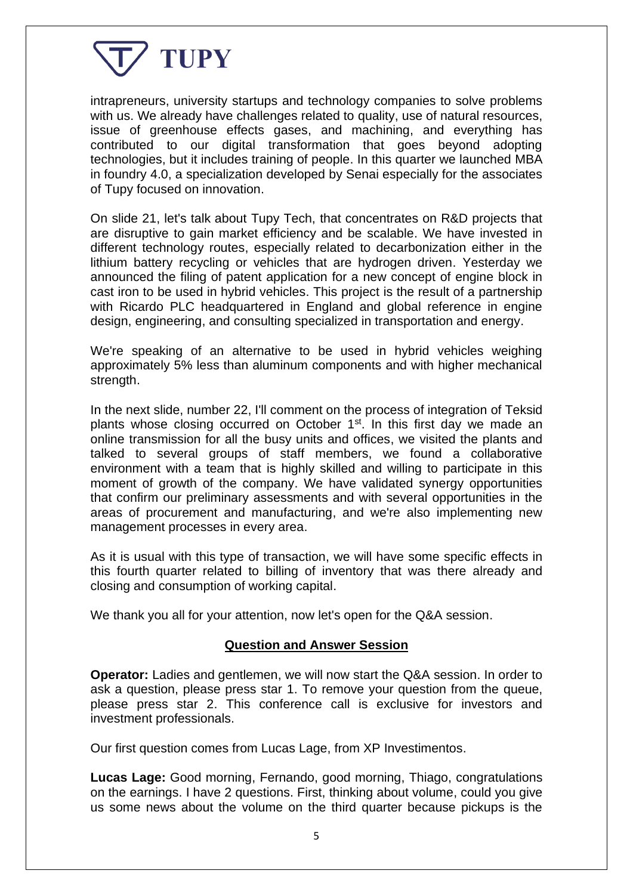intrapreneurs, university startups and technology companies to solve problems with us. We already have challenges related to quality, use of natural resources, issue of greenhouse effects gases, and machining, and everything has contributed to our digital transformation that goes beyond adopting technologies, but it includes training of people. In this quarter we launched MBA in foundry 4.0, a specialization developed by Senai especially for the associates of Tupy focused on innovation.

On slide 21, let's talk about Tupy Tech, that concentrates on R&D projects that are disruptive to gain market efficiency and be scalable. We have invested in different technology routes, especially related to decarbonization either in the lithium battery recycling or vehicles that are hydrogen driven. Yesterday we announced the filing of patent application for a new concept of engine block in cast iron to be used in hybrid vehicles. This project is the result of a partnership with Ricardo PLC headquartered in England and global reference in engine design, engineering, and consulting specialized in transportation and energy.

We're speaking of an alternative to be used in hybrid vehicles weighing approximately 5% less than aluminum components and with higher mechanical strength.

In the next slide, number 22, I'll comment on the process of integration of Teksid plants whose closing occurred on October 1st. In this first day we made an online transmission for all the busy units and offices, we visited the plants and talked to several groups of staff members, we found a collaborative environment with a team that is highly skilled and willing to participate in this moment of growth of the company. We have validated synergy opportunities that confirm our preliminary assessments and with several opportunities in the areas of procurement and manufacturing, and we're also implementing new management processes in every area.

As it is usual with this type of transaction, we will have some specific effects in this fourth quarter related to billing of inventory that was there already and closing and consumption of working capital.

We thank you all for your attention, now let's open for the Q&A session.

## Question and Answer Session

**Operator:** Ladies and gentlemen, we will now start the Q&A session. In order to ask a question, please press star 1. To remove your question from the queue, please press star 2. This conference call is exclusive for investors and investment professionals.

Our first question comes from Lucas Lage, from XP Investimentos.

**Lucas Lage:** Good morning, Fernando, good morning, Thiago, congratulations on the earnings. I have 2 questions. First, thinking about volume, could you give us some news about the volume on the third quarter because pickups is the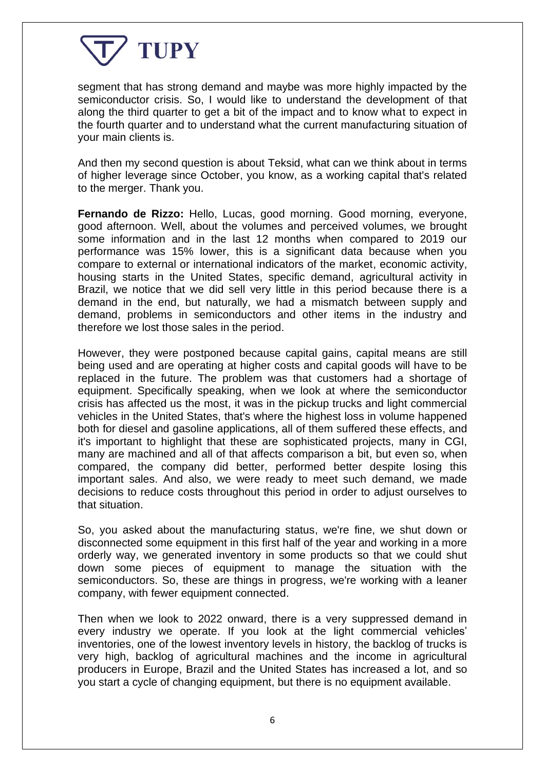segment that has strong demand and maybe was more highly impacted by the semiconductor crisis. So, I would like to understand the development of that along the third quarter to get a bit of the impact and to know what to expect in the fourth quarter and to understand what the current manufacturing situation of your main clients is.

And then my second question is about Teksid, what can we think about in terms of higher leverage since October, you know, as a working capital that's related to the merger. Thank you.

**Fernando de Rizzo:** Hello, Lucas, good morning. Good morning, everyone, good afternoon. Well, about the volumes and perceived volumes, we brought some information and in the last 12 months when compared to 2019 our performance was 15% lower, this is a significant data because when you compare to external or international indicators of the market, economic activity, housing starts in the United States, specific demand, agricultural activity in Brazil, we notice that we did sell very little in this period because there is a demand in the end, but naturally, we had a mismatch between supply and demand, problems in semiconductors and other items in the industry and therefore we lost those sales in the period.

However, they were postponed because capital gains, capital means are still being used and are operating at higher costs and capital goods will have to be replaced in the future. The problem was that customers had a shortage of equipment. Specifically speaking, when we look at where the semiconductor crisis has affected us the most, it was in the pickup trucks and light commercial vehicles in the United States, that's where the highest loss in volume happened both for diesel and gasoline applications, all of them suffered these effects, and it's important to highlight that these are sophisticated projects, many in CGI, many are machined and all of that affects comparison a bit, but even so, when compared, the company did better, performed better despite losing this important sales. And also, we were ready to meet such demand, we made decisions to reduce costs throughout this period in order to adjust ourselves to that situation.

So, you asked about the manufacturing status, we're fine, we shut down or disconnected some equipment in this first half of the year and working in a more orderly way, we generated inventory in some products so that we could shut down some pieces of equipment to manage the situation with the semiconductors. So, these are things in progress, we're working with a leaner company, with fewer equipment connected.

Then when we look to 2022 onward, there is a very suppressed demand in every industry we operate. If you look at the light commercial vehicles' inventories, one of the lowest inventory levels in history, the backlog of trucks is very high, backlog of agricultural machines and the income in agricultural producers in Europe, Brazil and the United States has increased a lot, and so you start a cycle of changing equipment, but there is no equipment available.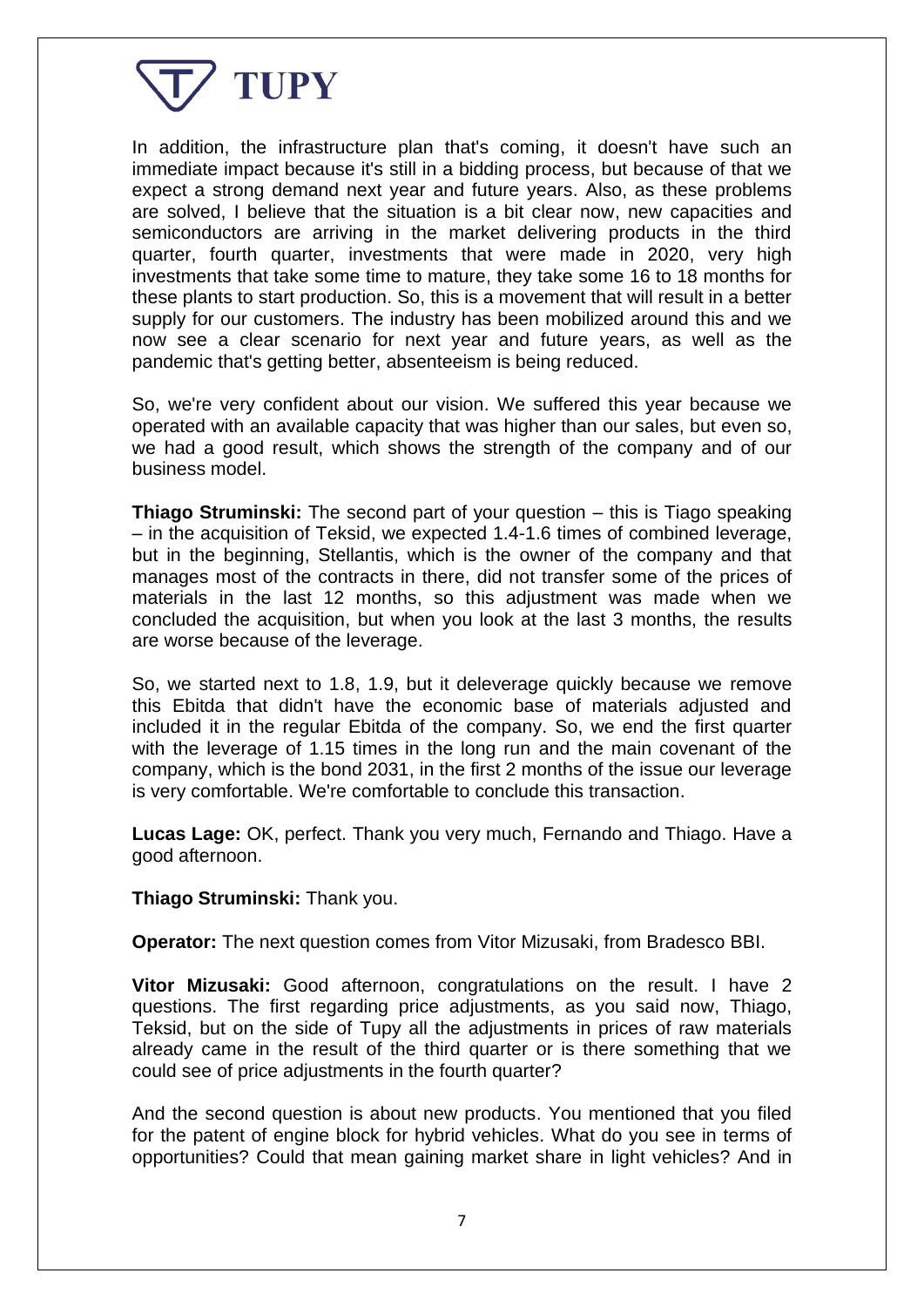In addition, the infrastructure plan that's coming, it doesn't have such an immediate impact because it's still in a bidding process, but because of that we expect a strong demand next year and future years. Also, as these problems are solved, I believe that the situation is a bit clear now, new capacities and semiconductors are arriving in the market delivering products in the third quarter, fourth quarter, investments that were made in 2020, very high investments that take some time to mature, they take some 16 to 18 months for these plants to start production. So, this is a movement that will result in a better supply for our customers. The industry has been mobilized around this and we now see a clear scenario for next year and future years, as well as the pandemic that's getting better, absenteeism is being reduced.

So, we're very confident about our vision. We suffered this year because we operated with an available capacity that was higher than our sales, but even so, we had a good result, which shows the strength of the company and of our business model.

**Thiago Struminski:** The second part of your question – this is Tiago speaking – in the acquisition of Teksid, we expected 1.4-1.6 times of combined leverage, but in the beginning, Stellantis, which is the owner of the company and that manages most of the contracts in there, did not transfer some of the prices of materials in the last 12 months, so this adjustment was made when we concluded the acquisition, but when you look at the last 3 months, the results are worse because of the leverage.

So, we started next to 1.8, 1.9, but it deleverage quickly because we remove this Ebitda that didn't have the economic base of materials adjusted and included it in the regular Ebitda of the company. So, we end the first quarter with the leverage of 1.15 times in the long run and the main covenant of the company, which is the bond 2031, in the first 2 months of the issue our leverage is very comfortable. We're comfortable to conclude this transaction.

**Lucas Lage:** OK, perfect. Thank you very much, Fernando and Thiago. Have a good afternoon.

**Thiago Struminski:** Thank you.

**Operator:** The next question comes from Vitor Mizusaki, from Bradesco BBI.

**Vitor Mizusaki:** Good afternoon, congratulations on the result. I have 2 questions. The first regarding price adjustments, as you said now, Thiago, Teksid, but on the side of Tupy all the adjustments in prices of raw materials already came in the result of the third quarter or is there something that we could see of price adjustments in the fourth quarter?

And the second question is about new products. You mentioned that you filed for the patent of engine block for hybrid vehicles. What do you see in terms of opportunities? Could that mean gaining market share in light vehicles? And in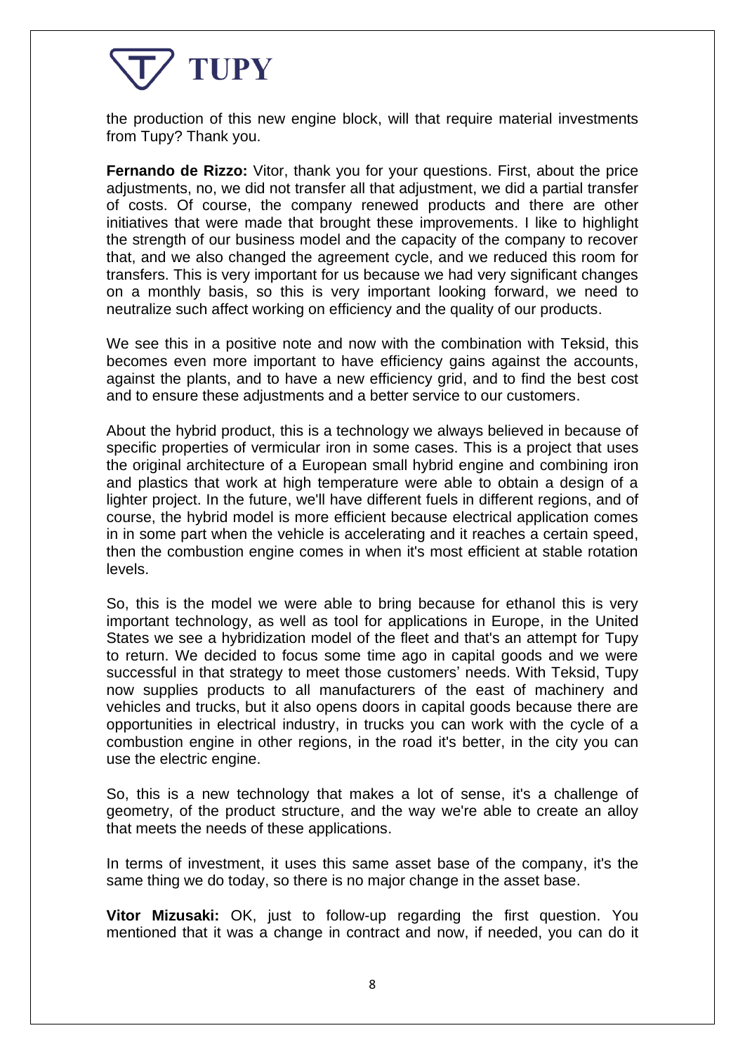the production of this new engine block, will that require material investments from Tupy? Thank you.

**Fernando de Rizzo:** Vitor, thank you for your questions. First, about the price adjustments, no, we did not transfer all that adjustment, we did a partial transfer of costs. Of course, the company renewed products and there are other initiatives that were made that brought these improvements. I like to highlight the strength of our business model and the capacity of the company to recover that, and we also changed the agreement cycle, and we reduced this room for transfers. This is very important for us because we had very significant changes on a monthly basis, so this is very important looking forward, we need to neutralize such affect working on efficiency and the quality of our products.

We see this in a positive note and now with the combination with Teksid, this becomes even more important to have efficiency gains against the accounts, against the plants, and to have a new efficiency grid, and to find the best cost and to ensure these adjustments and a better service to our customers.

About the hybrid product, this is a technology we always believed in because of specific properties of vermicular iron in some cases. This is a project that uses the original architecture of a European small hybrid engine and combining iron and plastics that work at high temperature were able to obtain a design of a lighter project. In the future, we'll have different fuels in different regions, and of course, the hybrid model is more efficient because electrical application comes in in some part when the vehicle is accelerating and it reaches a certain speed, then the combustion engine comes in when it's most efficient at stable rotation levels.

So, this is the model we were able to bring because for ethanol this is very important technology, as well as tool for applications in Europe, in the United States we see a hybridization model of the fleet and that's an attempt for Tupy to return. We decided to focus some time ago in capital goods and we were successful in that strategy to meet those customers' needs. With Teksid, Tupy now supplies products to all manufacturers of the east of machinery and vehicles and trucks, but it also opens doors in capital goods because there are opportunities in electrical industry, in trucks you can work with the cycle of a combustion engine in other regions, in the road it's better, in the city you can use the electric engine.

So, this is a new technology that makes a lot of sense, it's a challenge of geometry, of the product structure, and the way we're able to create an alloy that meets the needs of these applications.

In terms of investment, it uses this same asset base of the company, it's the same thing we do today, so there is no major change in the asset base.

**Vitor Mizusaki:** OK, just to follow-up regarding the first question. You mentioned that it was a change in contract and now, if needed, you can do it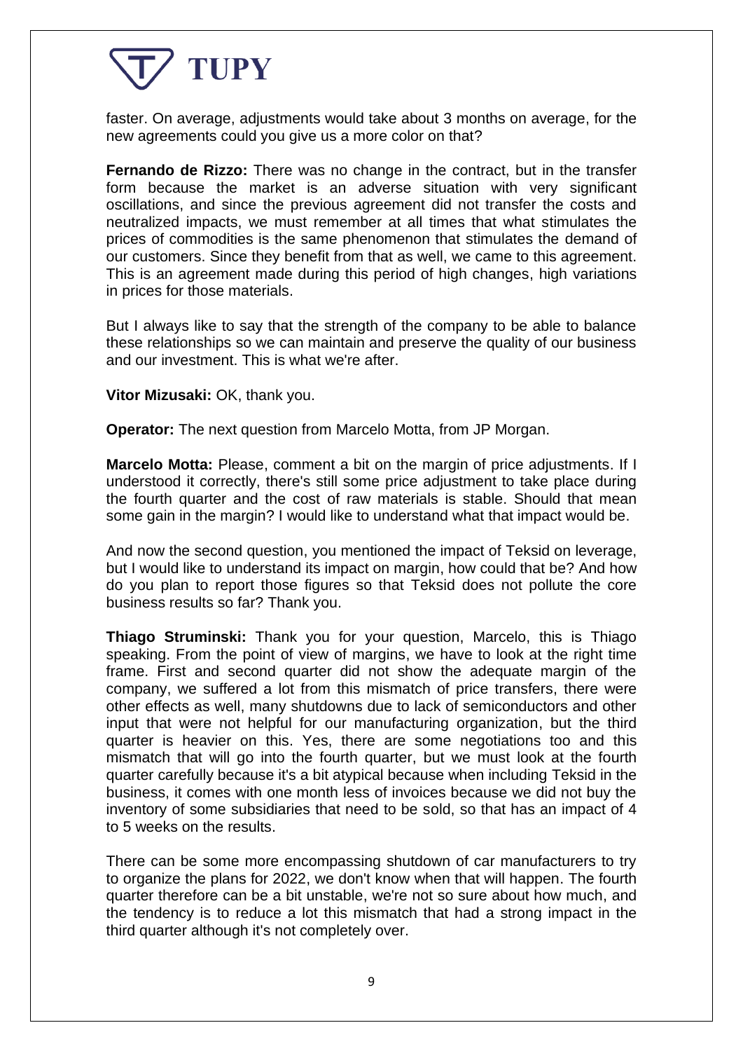faster. On average, adjustments would take about 3 months on average, for the new agreements could you give us a more color on that?

**Fernando de Rizzo:** There was no change in the contract, but in the transfer form because the market is an adverse situation with very significant oscillations, and since the previous agreement did not transfer the costs and neutralized impacts, we must remember at all times that what stimulates the prices of commodities is the same phenomenon that stimulates the demand of our customers. Since they benefit from that as well, we came to this agreement. This is an agreement made during this period of high changes, high variations in prices for those materials.

But I always like to say that the strength of the company to be able to balance these relationships so we can maintain and preserve the quality of our business and our investment. This is what we're after.

**Vitor Mizusaki:** OK, thank you.

**Operator:** The next question from Marcelo Motta, from JP Morgan.

**Marcelo Motta:** Please, comment a bit on the margin of price adjustments. If I understood it correctly, there's still some price adjustment to take place during the fourth quarter and the cost of raw materials is stable. Should that mean some gain in the margin? I would like to understand what that impact would be.

And now the second question, you mentioned the impact of Teksid on leverage, but I would like to understand its impact on margin, how could that be? And how do you plan to report those figures so that Teksid does not pollute the core business results so far? Thank you.

**Thiago Struminski:** Thank you for your question, Marcelo, this is Thiago speaking. From the point of view of margins, we have to look at the right time frame. First and second quarter did not show the adequate margin of the company, we suffered a lot from this mismatch of price transfers, there were other effects as well, many shutdowns due to lack of semiconductors and other input that were not helpful for our manufacturing organization, but the third quarter is heavier on this. Yes, there are some negotiations too and this mismatch that will go into the fourth quarter, but we must look at the fourth quarter carefully because it's a bit atypical because when including Teksid in the business, it comes with one month less of invoices because we did not buy the inventory of some subsidiaries that need to be sold, so that has an impact of 4 to 5 weeks on the results.

There can be some more encompassing shutdown of car manufacturers to try to organize the plans for 2022, we don't know when that will happen. The fourth quarter therefore can be a bit unstable, we're not so sure about how much, and the tendency is to reduce a lot this mismatch that had a strong impact in the third quarter although it's not completely over.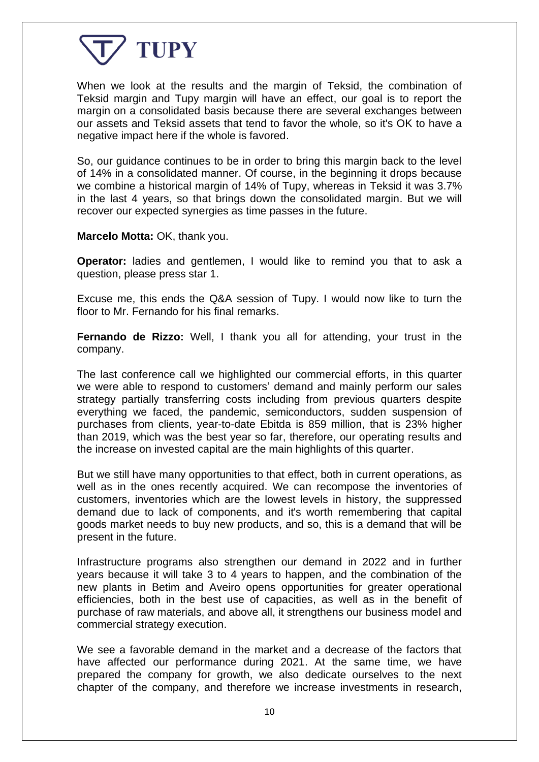When we look at the results and the margin of Teksid, the combination of Teksid margin and Tupy margin will have an effect, our goal is to report the margin on a consolidated basis because there are several exchanges between our assets and Teksid assets that tend to favor the whole, so it's OK to have a negative impact here if the whole is favored.

So, our guidance continues to be in order to bring this margin back to the level of 14% in a consolidated manner. Of course, in the beginning it drops because we combine a historical margin of 14% of Tupy, whereas in Teksid it was 3.7% in the last 4 years, so that brings down the consolidated margin. But we will recover our expected synergies as time passes in the future.

**Marcelo Motta:** OK, thank you.

**Operator:** ladies and gentlemen, I would like to remind you that to ask a question, please press star 1.

Excuse me, this ends the Q&A session of Tupy. I would now like to turn the floor to Mr. Fernando for his final remarks.

**Fernando de Rizzo:** Well, I thank you all for attending, your trust in the company.

The last conference call we highlighted our commercial efforts, in this quarter we were able to respond to customers' demand and mainly perform our sales strategy partially transferring costs including from previous quarters despite everything we faced, the pandemic, semiconductors, sudden suspension of purchases from clients, year-to-date Ebitda is 859 million, that is 23% higher than 2019, which was the best year so far, therefore, our operating results and the increase on invested capital are the main highlights of this quarter.

But we still have many opportunities to that effect, both in current operations, as well as in the ones recently acquired. We can recompose the inventories of customers, inventories which are the lowest levels in history, the suppressed demand due to lack of components, and it's worth remembering that capital goods market needs to buy new products, and so, this is a demand that will be present in the future.

Infrastructure programs also strengthen our demand in 2022 and in further years because it will take 3 to 4 years to happen, and the combination of the new plants in Betim and Aveiro opens opportunities for greater operational efficiencies, both in the best use of capacities, as well as in the benefit of purchase of raw materials, and above all, it strengthens our business model and commercial strategy execution.

We see a favorable demand in the market and a decrease of the factors that have affected our performance during 2021. At the same time, we have prepared the company for growth, we also dedicate ourselves to the next chapter of the company, and therefore we increase investments in research,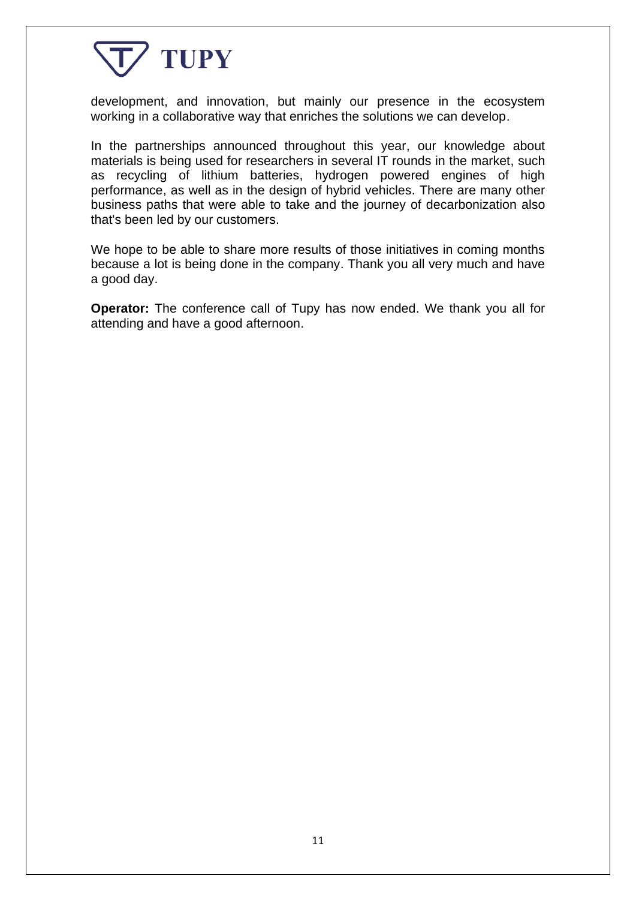development, and innovation, but mainly our presence in the ecosystem working in a collaborative way that enriches the solutions we can develop.

In the partnerships announced throughout this year, our knowledge about materials is being used for researchers in several IT rounds in the market, such as recycling of lithium batteries, hydrogen powered engines of high performance, as well as in the design of hybrid vehicles. There are many other business paths that were able to take and the journey of decarbonization also that's been led by our customers.

We hope to be able to share more results of those initiatives in coming months because a lot is being done in the company. Thank you all very much and have a good day.

**Operator:** The conference call of Tupy has now ended. We thank you all for attending and have a good afternoon.